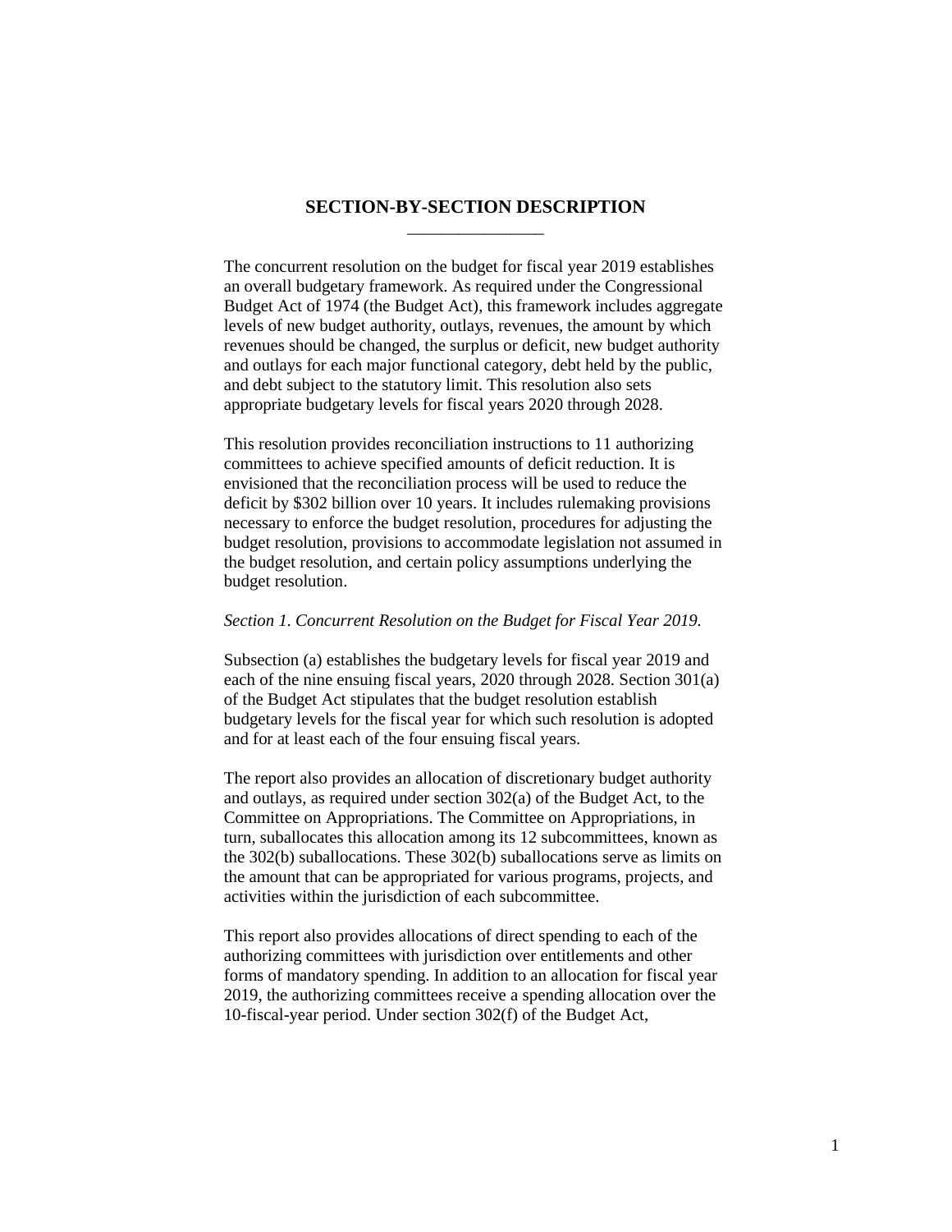# SECTION-BY-SECTION DESCRIPTION

The concurrent resolution on the budget for fiscal year 2019 establishes an overall budgetary framework. As required under the Congressional Budget Act of 1974 (the Budget Act), this framework includes aggregate levels of new budget authority, outlays, revenues, the amount by which revenues should be changed, the surplus or deficit, new budget authority and outlays for each major functional category, debt held by the public, and debt subject to the statutory limit. This resolution also sets appropriate budgetary levels for fiscal years 2020 through 2028.

This resolution provides reconciliation instructions to 11 authorizing committees to achieve specified amounts of deficit reduction. It is envisioned that the reconciliation process will be used to reduce the deficit by $302 billion over 10 years. It includes rulemaking provisions necessary to enforce the budget resolution, procedures for adjusting the budget resolution, provisions to accommodate legislation not assumed in the budget resolution, and certain policy assumptions underlying the budget resolution.

*Section 1. Concurrent Resolution on the Budget for Fiscal Year 2019.*

Subsection (a) establishes the budgetary levels for fiscal year 2019 and each of the nine ensuing fiscal years, 2020 through 2028. Section 301(a) of the Budget Act stipulates that the budget resolution establish budgetary levels for the fiscal year for which such resolution is adopted and for at least each of the four ensuing fiscal years.

The report also provides an allocation of discretionary budget authority and outlays, as required under section 302(a) of the Budget Act, to the Committee on Appropriations. The Committee on Appropriations, in turn, suballocates this allocation among its 12 subcommittees, known as the 302(b) suballocations. These 302(b) suballocations serve as limits on the amount that can be appropriated for various programs, projects, and activities within the jurisdiction of each subcommittee.

This report also provides allocations of direct spending to each of the authorizing committees with jurisdiction over entitlements and other forms of mandatory spending. In addition to an allocation for fiscal year 2019, the authorizing committees receive a spending allocation over the 10-fiscal-year period. Under section 302(f) of the Budget Act,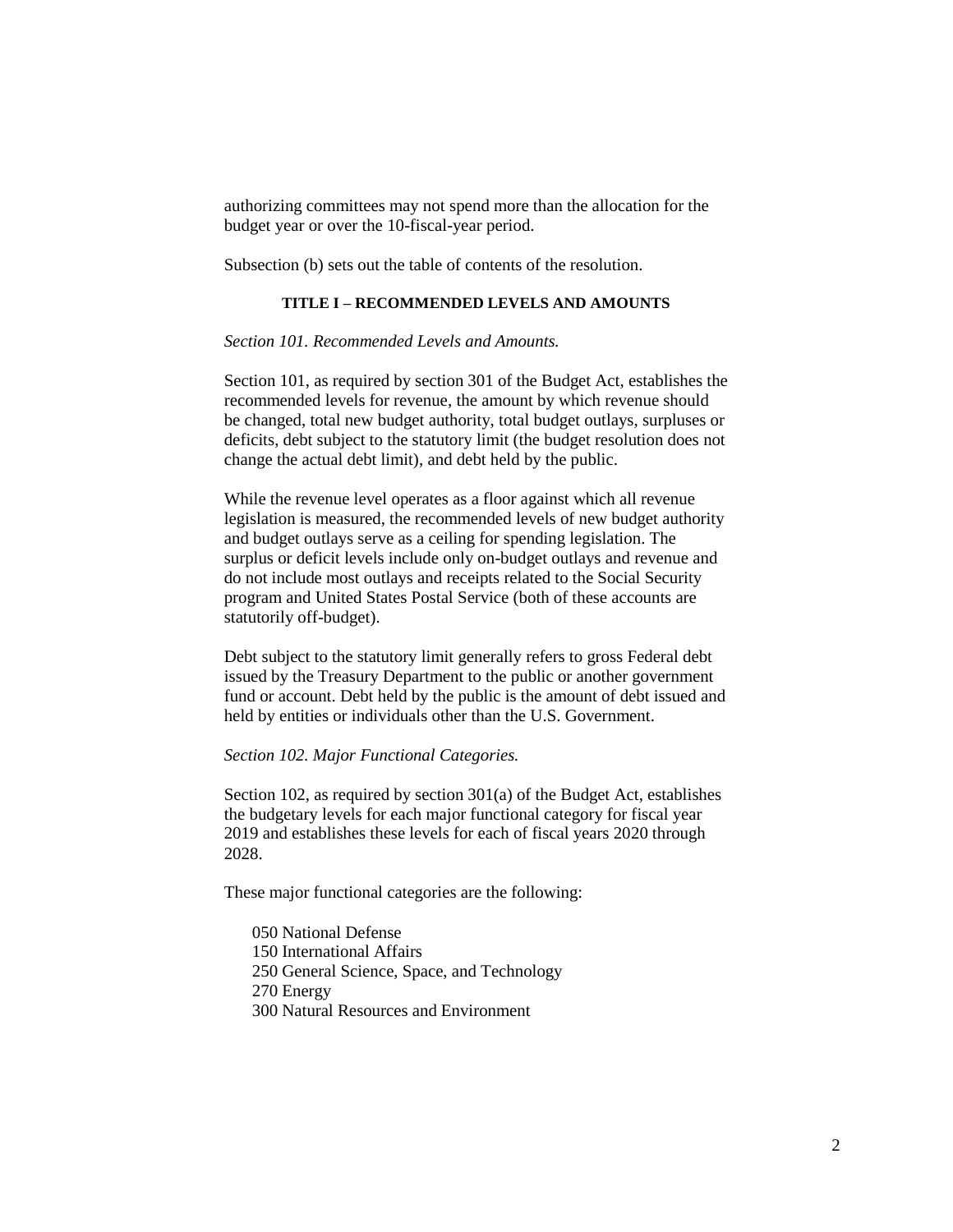authorizing committees may not spend more than the allocation for the budget year or over the 10-fiscal-year period.

Subsection (b) sets out the table of contents of the resolution.

### TITLE I – RECOMMENDED LEVELS AND AMOUNTS

*Section 101. Recommended Levels and Amounts.*

Section 101, as required by section 301 of the Budget Act, establishes the recommended levels for revenue, the amount by which revenue should be changed, total new budget authority, total budget outlays, surpluses or deficits, debt subject to the statutory limit (the budget resolution does not change the actual debt limit), and debt held by the public.

While the revenue level operates as a floor against which all revenue legislation is measured, the recommended levels of new budget authority and budget outlays serve as a ceiling for spending legislation. The surplus or deficit levels include only on-budget outlays and revenue and do not include most outlays and receipts related to the Social Security program and United States Postal Service (both of these accounts are statutorily off-budget).

Debt subject to the statutory limit generally refers to gross Federal debt issued by the Treasury Department to the public or another government fund or account. Debt held by the public is the amount of debt issued and held by entities or individuals other than the U.S. Government.

*Section 102. Major Functional Categories.*

Section 102, as required by section 301(a) of the Budget Act, establishes the budgetary levels for each major functional category for fiscal year 2019 and establishes these levels for each of fiscal years 2020 through 2028.

These major functional categories are the following:

- 050 National Defense
- 150 International Affairs
- 250 General Science, Space, and Technology
- 270 Energy
- 300 Natural Resources and Environment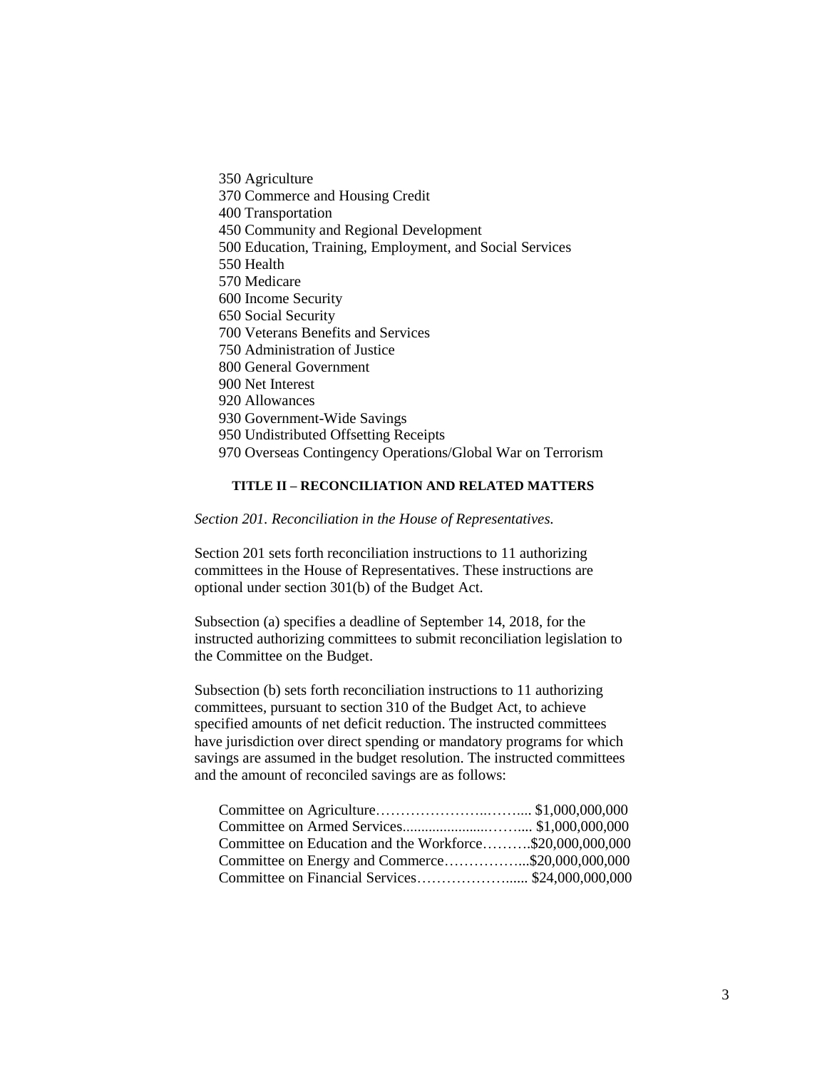350 Agriculture
370 Commerce and Housing Credit
400 Transportation
450 Community and Regional Development
500 Education, Training, Employment, and Social Services
550 Health
570 Medicare
600 Income Security
650 Social Security
700 Veterans Benefits and Services
750 Administration of Justice
800 General Government
900 Net Interest
920 Allowances
930 Government-Wide Savings
950 Undistributed Offsetting Receipts
970 Overseas Contingency Operations/Global War on Terrorism

## TITLE II – RECONCILIATION AND RELATED MATTERS

*Section 201. Reconciliation in the House of Representatives.*

Section 201 sets forth reconciliation instructions to 11 authorizing committees in the House of Representatives. These instructions are optional under section 301(b) of the Budget Act.

Subsection (a) specifies a deadline of September 14, 2018, for the instructed authorizing committees to submit reconciliation legislation to the Committee on the Budget.

Subsection (b) sets forth reconciliation instructions to 11 authorizing committees, pursuant to section 310 of the Budget Act, to achieve specified amounts of net deficit reduction. The instructed committees have jurisdiction over direct spending or mandatory programs for which savings are assumed in the budget resolution. The instructed committees and the amount of reconciled savings are as follows:

| Committee | Amount |
|---|---|
| Committee on Agriculture | $1,000,000,000 |
| Committee on Armed Services | $1,000,000,000 |
| Committee on Education and the Workforce | $20,000,000,000 |
| Committee on Energy and Commerce | $20,000,000,000 |
| Committee on Financial Services | $24,000,000,000 |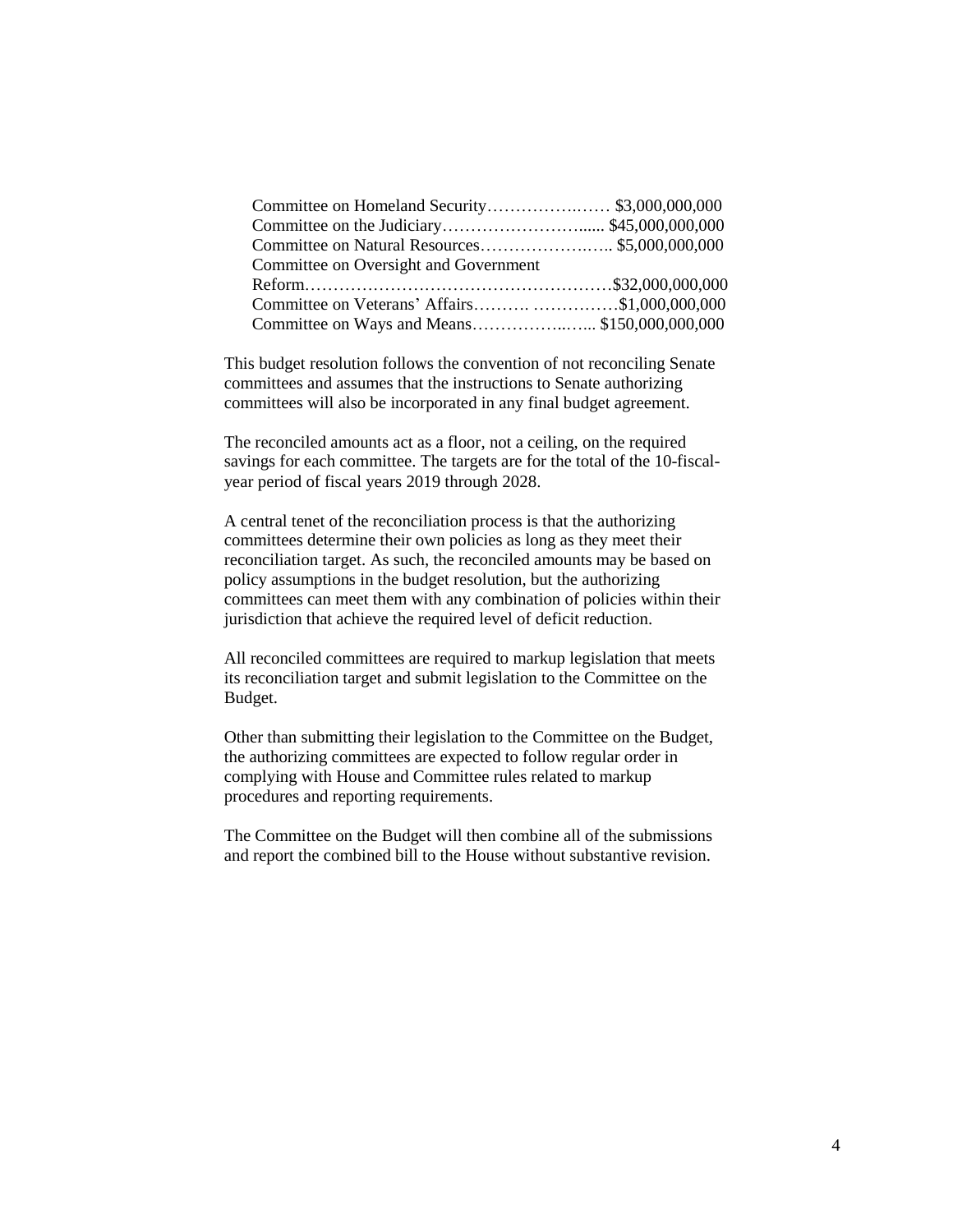| Committee | Amount |
| --- | --- |
| Committee on Homeland Security | $3,000,000,000 |
| Committee on the Judiciary | $45,000,000,000 |
| Committee on Natural Resources | $5,000,000,000 |
| Committee on Oversight and Government Reform | $32,000,000,000 |
| Committee on Veterans' Affairs | $1,000,000,000 |
| Committee on Ways and Means | $150,000,000,000 |

This budget resolution follows the convention of not reconciling Senate committees and assumes that the instructions to Senate authorizing committees will also be incorporated in any final budget agreement.

The reconciled amounts act as a floor, not a ceiling, on the required savings for each committee. The targets are for the total of the 10-fiscal-year period of fiscal years 2019 through 2028.

A central tenet of the reconciliation process is that the authorizing committees determine their own policies as long as they meet their reconciliation target. As such, the reconciled amounts may be based on policy assumptions in the budget resolution, but the authorizing committees can meet them with any combination of policies within their jurisdiction that achieve the required level of deficit reduction.

All reconciled committees are required to markup legislation that meets its reconciliation target and submit legislation to the Committee on the Budget.

Other than submitting their legislation to the Committee on the Budget, the authorizing committees are expected to follow regular order in complying with House and Committee rules related to markup procedures and reporting requirements.

The Committee on the Budget will then combine all of the submissions and report the combined bill to the House without substantive revision.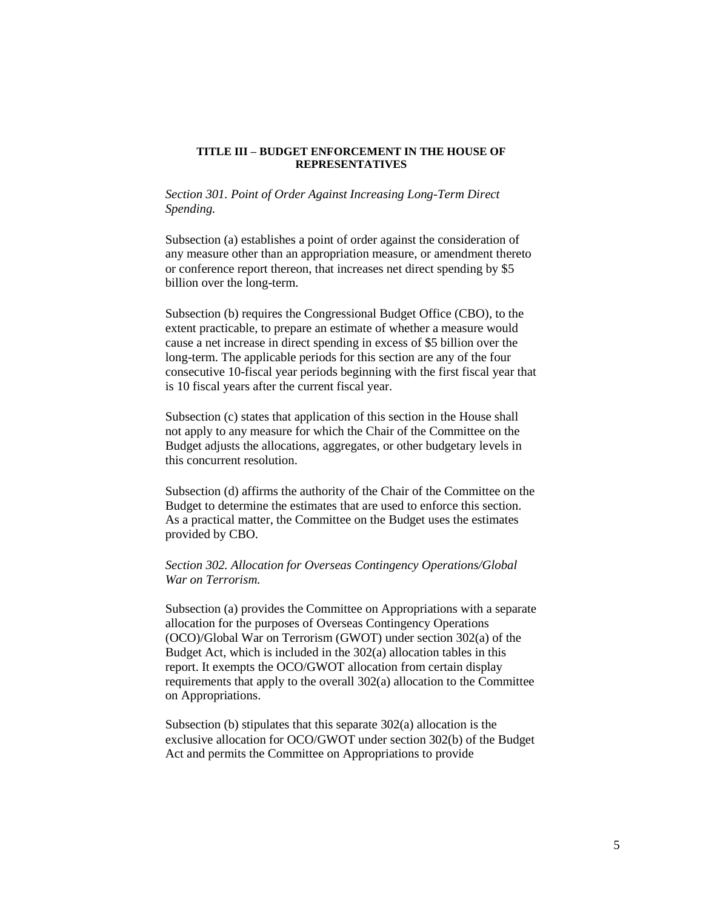## TITLE III – BUDGET ENFORCEMENT IN THE HOUSE OF REPRESENTATIVES

*Section 301. Point of Order Against Increasing Long-Term Direct Spending.*

Subsection (a) establishes a point of order against the consideration of any measure other than an appropriation measure, or amendment thereto or conference report thereon, that increases net direct spending by $5 billion over the long-term.

Subsection (b) requires the Congressional Budget Office (CBO), to the extent practicable, to prepare an estimate of whether a measure would cause a net increase in direct spending in excess of $5 billion over the long-term. The applicable periods for this section are any of the four consecutive 10-fiscal year periods beginning with the first fiscal year that is 10 fiscal years after the current fiscal year.

Subsection (c) states that application of this section in the House shall not apply to any measure for which the Chair of the Committee on the Budget adjusts the allocations, aggregates, or other budgetary levels in this concurrent resolution.

Subsection (d) affirms the authority of the Chair of the Committee on the Budget to determine the estimates that are used to enforce this section. As a practical matter, the Committee on the Budget uses the estimates provided by CBO.

*Section 302. Allocation for Overseas Contingency Operations/Global War on Terrorism.*

Subsection (a) provides the Committee on Appropriations with a separate allocation for the purposes of Overseas Contingency Operations (OCO)/Global War on Terrorism (GWOT) under section 302(a) of the Budget Act, which is included in the 302(a) allocation tables in this report. It exempts the OCO/GWOT allocation from certain display requirements that apply to the overall 302(a) allocation to the Committee on Appropriations.

Subsection (b) stipulates that this separate 302(a) allocation is the exclusive allocation for OCO/GWOT under section 302(b) of the Budget Act and permits the Committee on Appropriations to provide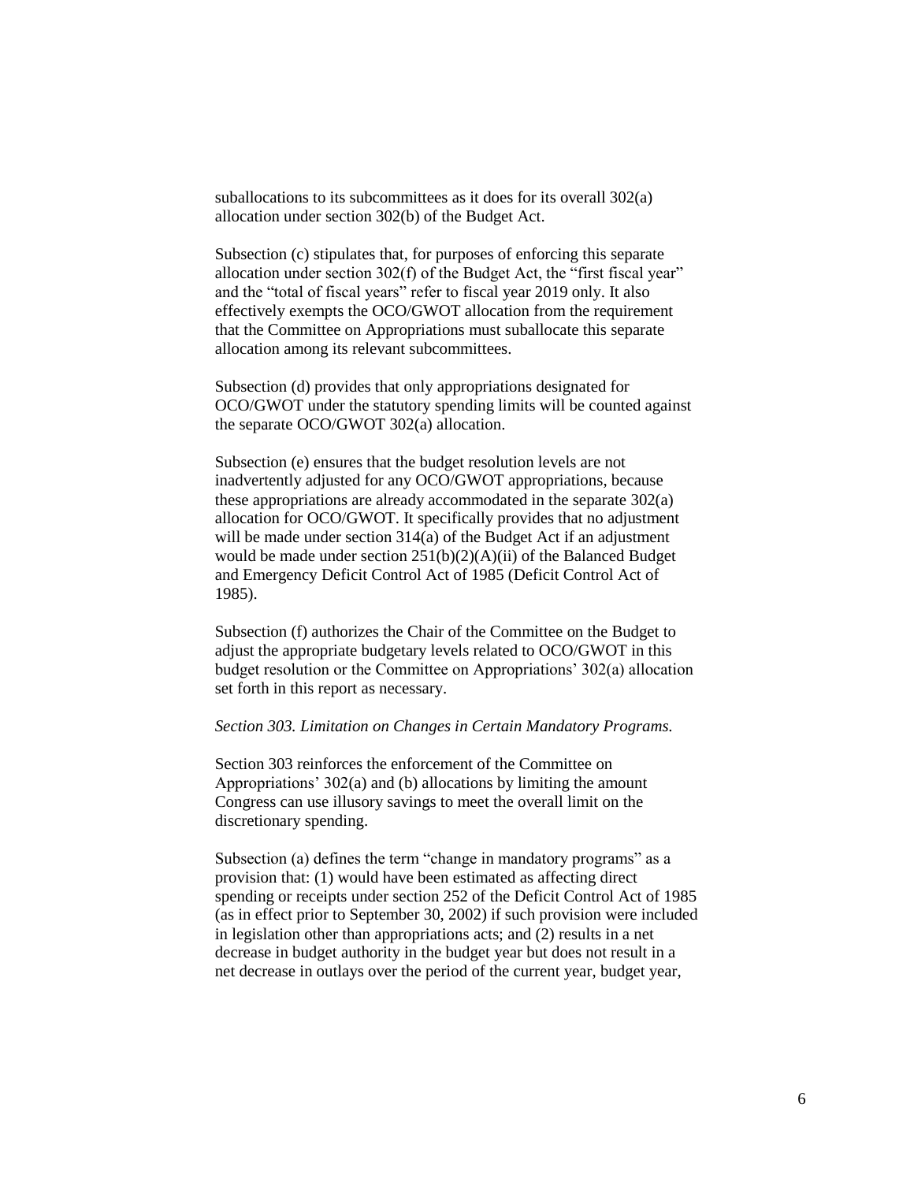suballocations to its subcommittees as it does for its overall 302(a) allocation under section 302(b) of the Budget Act.

Subsection (c) stipulates that, for purposes of enforcing this separate allocation under section 302(f) of the Budget Act, the "first fiscal year" and the "total of fiscal years" refer to fiscal year 2019 only. It also effectively exempts the OCO/GWOT allocation from the requirement that the Committee on Appropriations must suballocate this separate allocation among its relevant subcommittees.

Subsection (d) provides that only appropriations designated for OCO/GWOT under the statutory spending limits will be counted against the separate OCO/GWOT 302(a) allocation.

Subsection (e) ensures that the budget resolution levels are not inadvertently adjusted for any OCO/GWOT appropriations, because these appropriations are already accommodated in the separate 302(a) allocation for OCO/GWOT. It specifically provides that no adjustment will be made under section 314(a) of the Budget Act if an adjustment would be made under section 251(b)(2)(A)(ii) of the Balanced Budget and Emergency Deficit Control Act of 1985 (Deficit Control Act of 1985).

Subsection (f) authorizes the Chair of the Committee on the Budget to adjust the appropriate budgetary levels related to OCO/GWOT in this budget resolution or the Committee on Appropriations' 302(a) allocation set forth in this report as necessary.

*Section 303. Limitation on Changes in Certain Mandatory Programs.*

Section 303 reinforces the enforcement of the Committee on Appropriations' 302(a) and (b) allocations by limiting the amount Congress can use illusory savings to meet the overall limit on the discretionary spending.

Subsection (a) defines the term "change in mandatory programs" as a provision that: (1) would have been estimated as affecting direct spending or receipts under section 252 of the Deficit Control Act of 1985 (as in effect prior to September 30, 2002) if such provision were included in legislation other than appropriations acts; and (2) results in a net decrease in budget authority in the budget year but does not result in a net decrease in outlays over the period of the current year, budget year,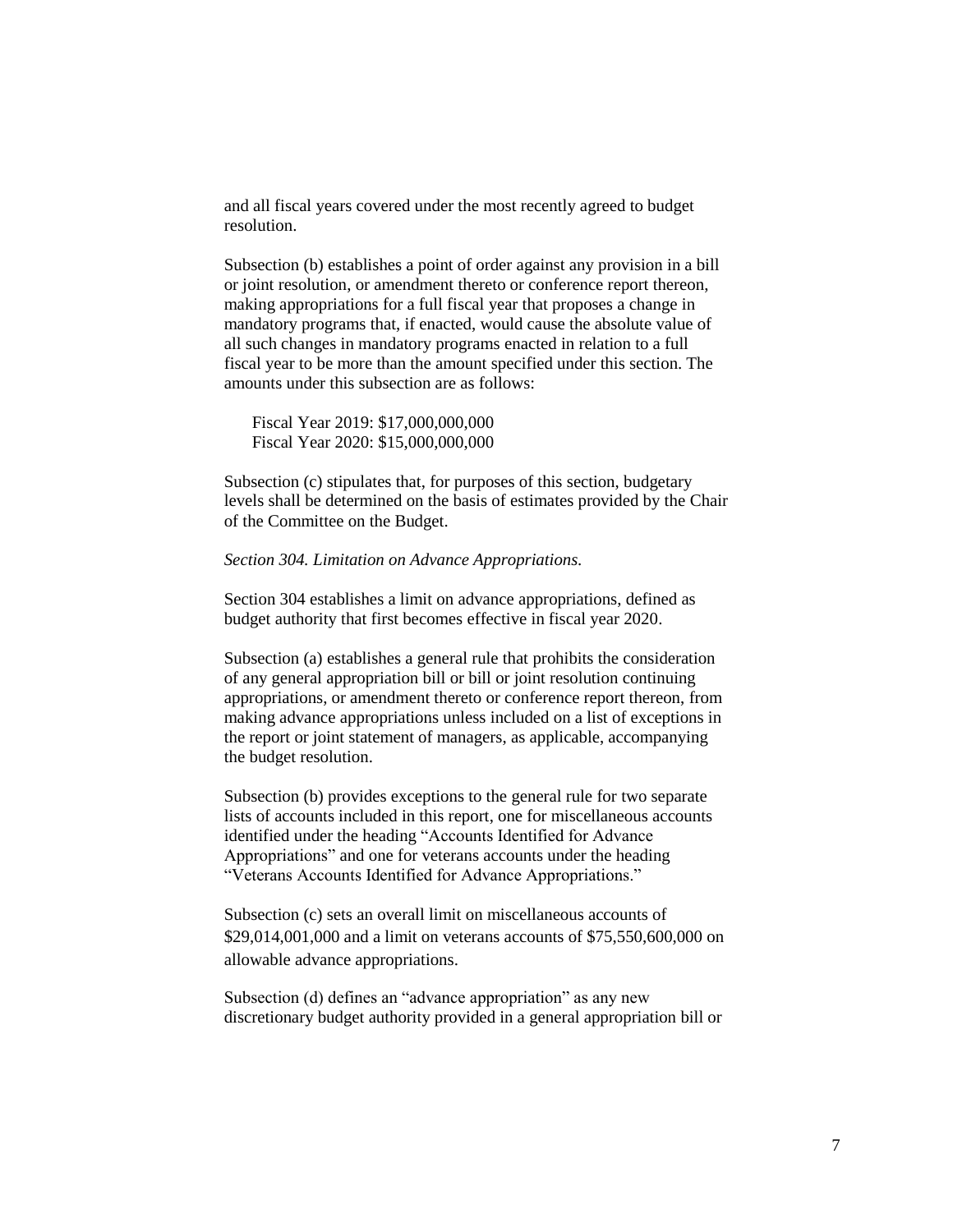and all fiscal years covered under the most recently agreed to budget resolution.

Subsection (b) establishes a point of order against any provision in a bill or joint resolution, or amendment thereto or conference report thereon, making appropriations for a full fiscal year that proposes a change in mandatory programs that, if enacted, would cause the absolute value of all such changes in mandatory programs enacted in relation to a full fiscal year to be more than the amount specified under this section. The amounts under this subsection are as follows:

Fiscal Year 2019: $17,000,000,000
Fiscal Year 2020: $15,000,000,000

Subsection (c) stipulates that, for purposes of this section, budgetary levels shall be determined on the basis of estimates provided by the Chair of the Committee on the Budget.

*Section 304. Limitation on Advance Appropriations.*

Section 304 establishes a limit on advance appropriations, defined as budget authority that first becomes effective in fiscal year 2020.

Subsection (a) establishes a general rule that prohibits the consideration of any general appropriation bill or bill or joint resolution continuing appropriations, or amendment thereto or conference report thereon, from making advance appropriations unless included on a list of exceptions in the report or joint statement of managers, as applicable, accompanying the budget resolution.

Subsection (b) provides exceptions to the general rule for two separate lists of accounts included in this report, one for miscellaneous accounts identified under the heading "Accounts Identified for Advance Appropriations" and one for veterans accounts under the heading "Veterans Accounts Identified for Advance Appropriations."

Subsection (c) sets an overall limit on miscellaneous accounts of $29,014,001,000 and a limit on veterans accounts of $75,550,600,000 on allowable advance appropriations.

Subsection (d) defines an "advance appropriation" as any new discretionary budget authority provided in a general appropriation bill or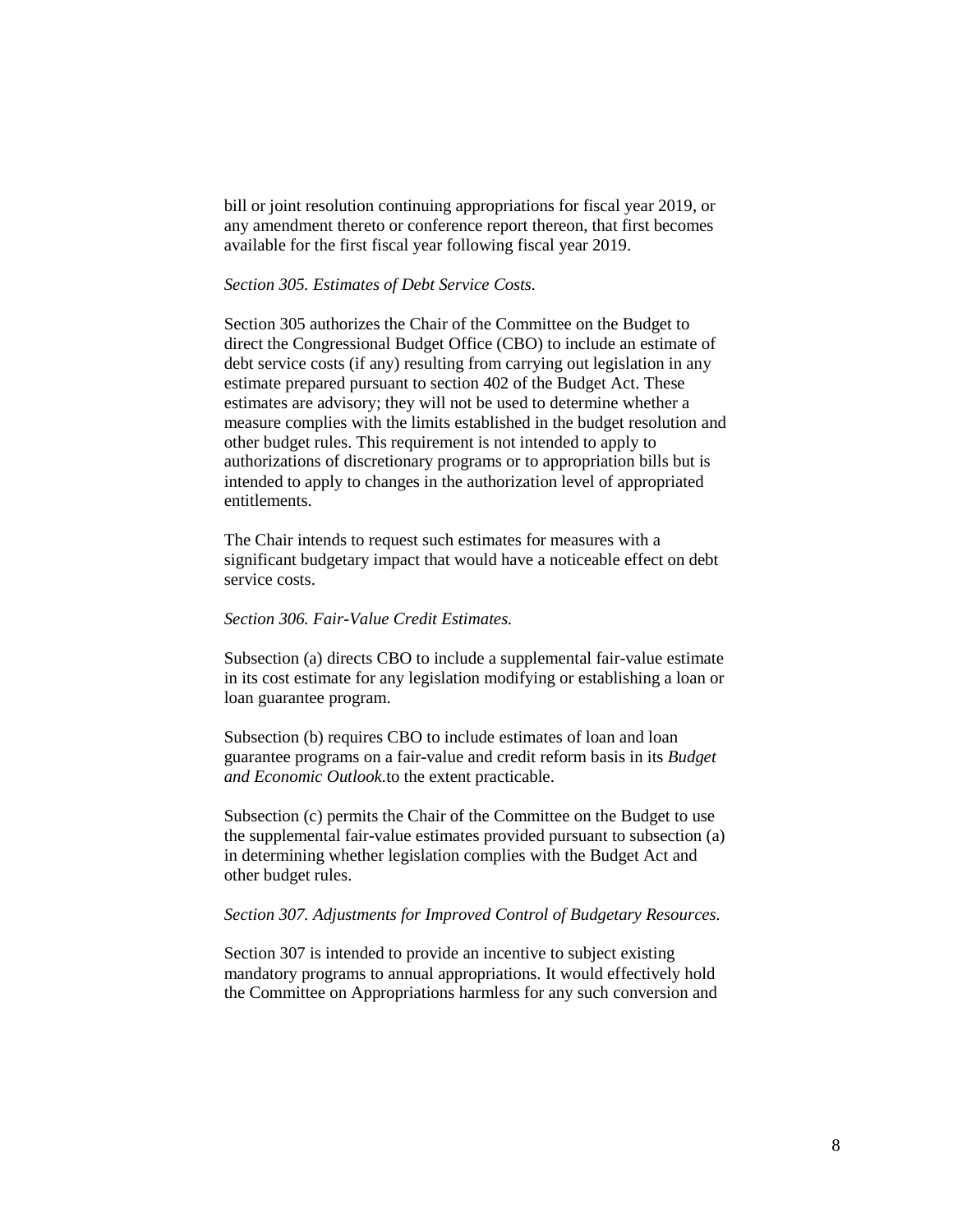bill or joint resolution continuing appropriations for fiscal year 2019, or any amendment thereto or conference report thereon, that first becomes available for the first fiscal year following fiscal year 2019.

*Section 305. Estimates of Debt Service Costs.*

Section 305 authorizes the Chair of the Committee on the Budget to direct the Congressional Budget Office (CBO) to include an estimate of debt service costs (if any) resulting from carrying out legislation in any estimate prepared pursuant to section 402 of the Budget Act. These estimates are advisory; they will not be used to determine whether a measure complies with the limits established in the budget resolution and other budget rules. This requirement is not intended to apply to authorizations of discretionary programs or to appropriation bills but is intended to apply to changes in the authorization level of appropriated entitlements.

The Chair intends to request such estimates for measures with a significant budgetary impact that would have a noticeable effect on debt service costs.

*Section 306. Fair-Value Credit Estimates.*

Subsection (a) directs CBO to include a supplemental fair-value estimate in its cost estimate for any legislation modifying or establishing a loan or loan guarantee program.

Subsection (b) requires CBO to include estimates of loan and loan guarantee programs on a fair-value and credit reform basis in its *Budget and Economic Outlook.*to the extent practicable.

Subsection (c) permits the Chair of the Committee on the Budget to use the supplemental fair-value estimates provided pursuant to subsection (a) in determining whether legislation complies with the Budget Act and other budget rules.

*Section 307. Adjustments for Improved Control of Budgetary Resources.*

Section 307 is intended to provide an incentive to subject existing mandatory programs to annual appropriations. It would effectively hold the Committee on Appropriations harmless for any such conversion and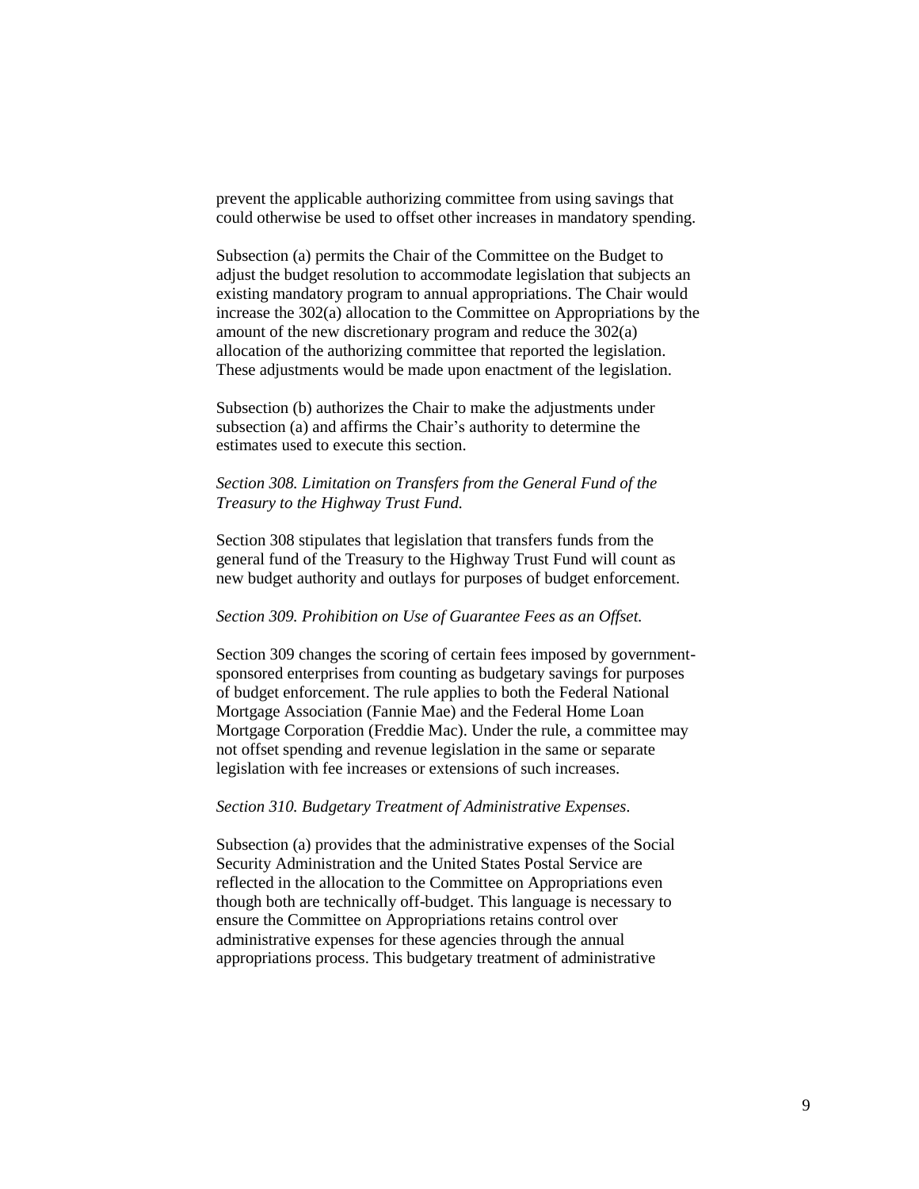prevent the applicable authorizing committee from using savings that could otherwise be used to offset other increases in mandatory spending.

Subsection (a) permits the Chair of the Committee on the Budget to adjust the budget resolution to accommodate legislation that subjects an existing mandatory program to annual appropriations. The Chair would increase the 302(a) allocation to the Committee on Appropriations by the amount of the new discretionary program and reduce the 302(a) allocation of the authorizing committee that reported the legislation. These adjustments would be made upon enactment of the legislation.

Subsection (b) authorizes the Chair to make the adjustments under subsection (a) and affirms the Chair's authority to determine the estimates used to execute this section.

*Section 308. Limitation on Transfers from the General Fund of the Treasury to the Highway Trust Fund.*

Section 308 stipulates that legislation that transfers funds from the general fund of the Treasury to the Highway Trust Fund will count as new budget authority and outlays for purposes of budget enforcement.

*Section 309. Prohibition on Use of Guarantee Fees as an Offset.*

Section 309 changes the scoring of certain fees imposed by government-sponsored enterprises from counting as budgetary savings for purposes of budget enforcement. The rule applies to both the Federal National Mortgage Association (Fannie Mae) and the Federal Home Loan Mortgage Corporation (Freddie Mac). Under the rule, a committee may not offset spending and revenue legislation in the same or separate legislation with fee increases or extensions of such increases.

*Section 310. Budgetary Treatment of Administrative Expenses*.

Subsection (a) provides that the administrative expenses of the Social Security Administration and the United States Postal Service are reflected in the allocation to the Committee on Appropriations even though both are technically off-budget. This language is necessary to ensure the Committee on Appropriations retains control over administrative expenses for these agencies through the annual appropriations process. This budgetary treatment of administrative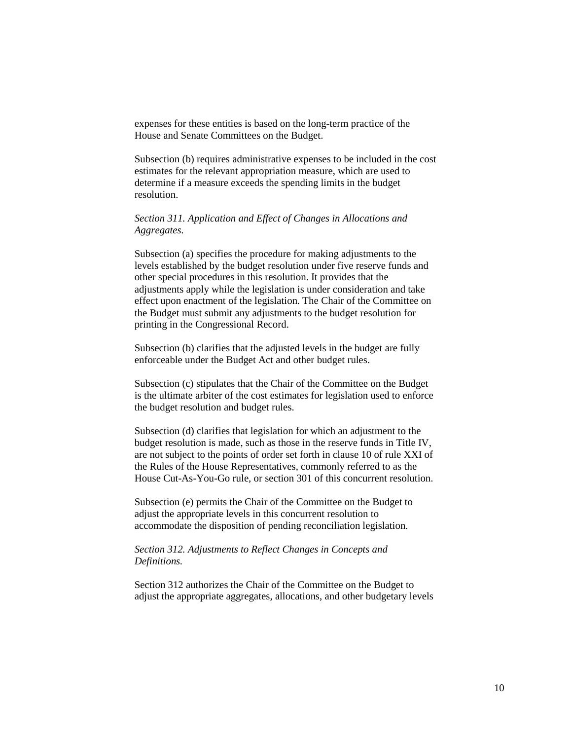expenses for these entities is based on the long-term practice of the House and Senate Committees on the Budget.

Subsection (b) requires administrative expenses to be included in the cost estimates for the relevant appropriation measure, which are used to determine if a measure exceeds the spending limits in the budget resolution.

*Section 311. Application and Effect of Changes in Allocations and Aggregates.*

Subsection (a) specifies the procedure for making adjustments to the levels established by the budget resolution under five reserve funds and other special procedures in this resolution. It provides that the adjustments apply while the legislation is under consideration and take effect upon enactment of the legislation. The Chair of the Committee on the Budget must submit any adjustments to the budget resolution for printing in the Congressional Record.

Subsection (b) clarifies that the adjusted levels in the budget are fully enforceable under the Budget Act and other budget rules.

Subsection (c) stipulates that the Chair of the Committee on the Budget is the ultimate arbiter of the cost estimates for legislation used to enforce the budget resolution and budget rules.

Subsection (d) clarifies that legislation for which an adjustment to the budget resolution is made, such as those in the reserve funds in Title IV, are not subject to the points of order set forth in clause 10 of rule XXI of the Rules of the House Representatives, commonly referred to as the House Cut-As-You-Go rule, or section 301 of this concurrent resolution.

Subsection (e) permits the Chair of the Committee on the Budget to adjust the appropriate levels in this concurrent resolution to accommodate the disposition of pending reconciliation legislation.

*Section 312. Adjustments to Reflect Changes in Concepts and Definitions.*

Section 312 authorizes the Chair of the Committee on the Budget to adjust the appropriate aggregates, allocations, and other budgetary levels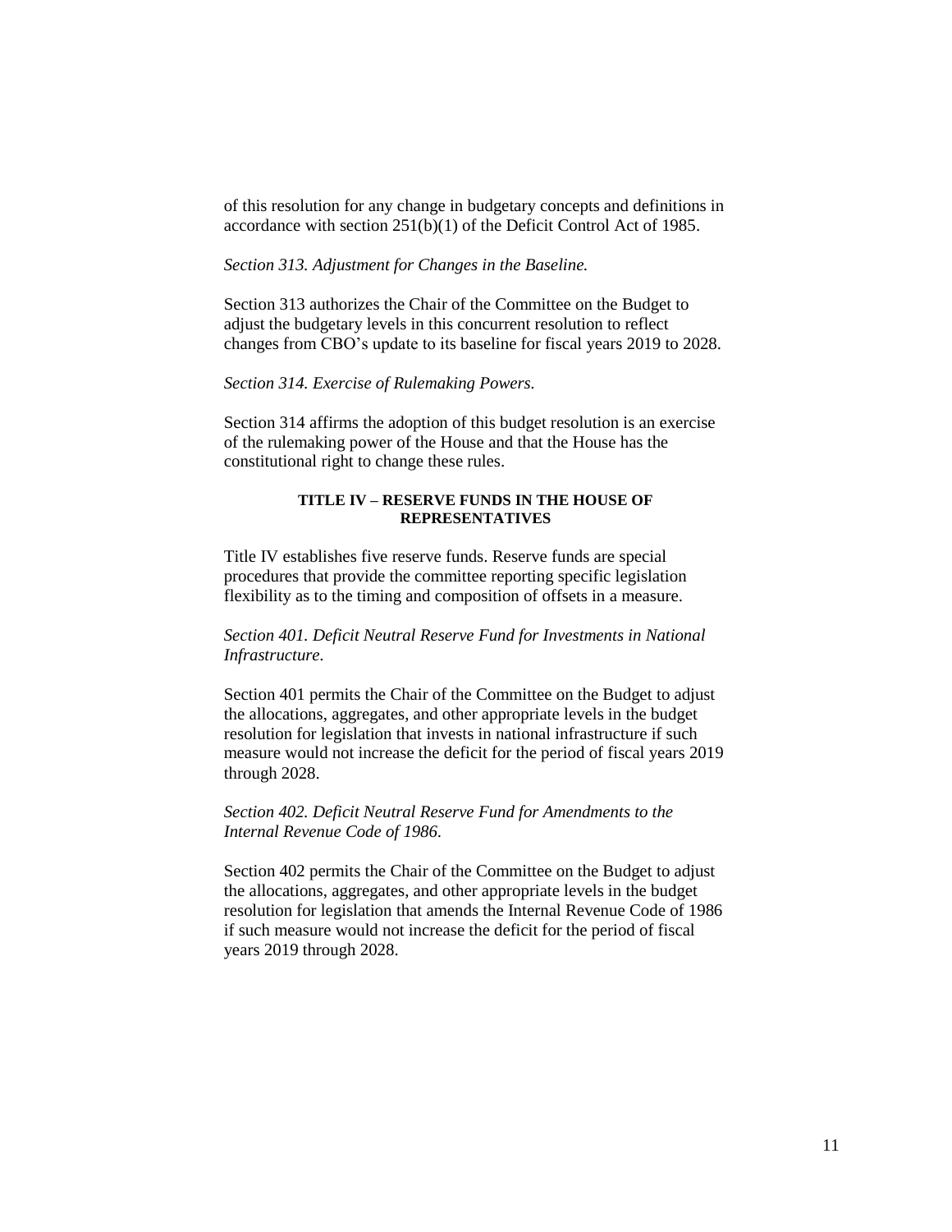of this resolution for any change in budgetary concepts and definitions in accordance with section 251(b)(1) of the Deficit Control Act of 1985.

*Section 313. Adjustment for Changes in the Baseline.*

Section 313 authorizes the Chair of the Committee on the Budget to adjust the budgetary levels in this concurrent resolution to reflect changes from CBO's update to its baseline for fiscal years 2019 to 2028.

*Section 314. Exercise of Rulemaking Powers.*

Section 314 affirms the adoption of this budget resolution is an exercise of the rulemaking power of the House and that the House has the constitutional right to change these rules.

## TITLE IV – RESERVE FUNDS IN THE HOUSE OF REPRESENTATIVES

Title IV establishes five reserve funds. Reserve funds are special procedures that provide the committee reporting specific legislation flexibility as to the timing and composition of offsets in a measure.

*Section 401. Deficit Neutral Reserve Fund for Investments in National Infrastructure.*

Section 401 permits the Chair of the Committee on the Budget to adjust the allocations, aggregates, and other appropriate levels in the budget resolution for legislation that invests in national infrastructure if such measure would not increase the deficit for the period of fiscal years 2019 through 2028.

*Section 402. Deficit Neutral Reserve Fund for Amendments to the Internal Revenue Code of 1986.*

Section 402 permits the Chair of the Committee on the Budget to adjust the allocations, aggregates, and other appropriate levels in the budget resolution for legislation that amends the Internal Revenue Code of 1986 if such measure would not increase the deficit for the period of fiscal years 2019 through 2028.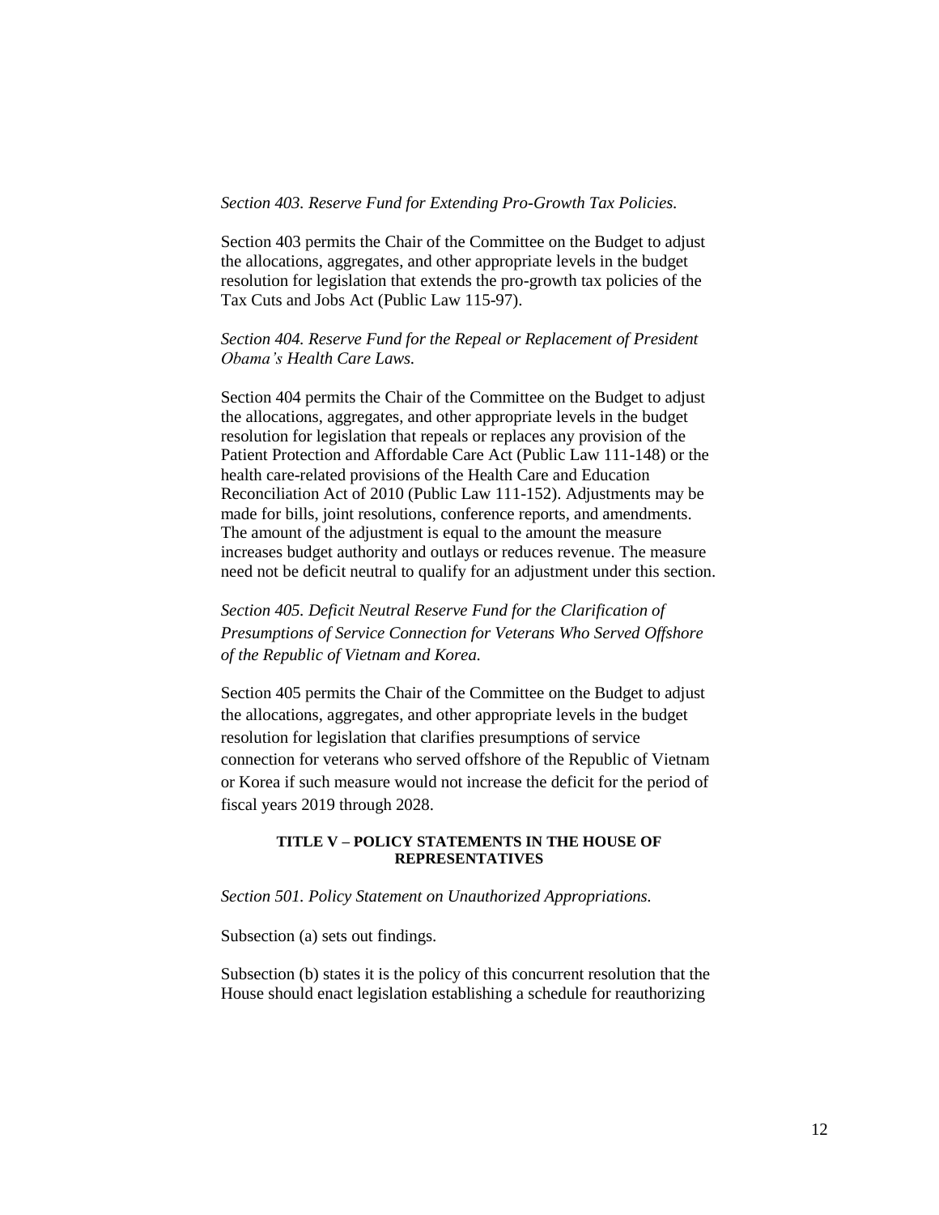*Section 403. Reserve Fund for Extending Pro-Growth Tax Policies.*

Section 403 permits the Chair of the Committee on the Budget to adjust the allocations, aggregates, and other appropriate levels in the budget resolution for legislation that extends the pro-growth tax policies of the Tax Cuts and Jobs Act (Public Law 115-97).

*Section 404. Reserve Fund for the Repeal or Replacement of President Obama's Health Care Laws.*

Section 404 permits the Chair of the Committee on the Budget to adjust the allocations, aggregates, and other appropriate levels in the budget resolution for legislation that repeals or replaces any provision of the Patient Protection and Affordable Care Act (Public Law 111-148) or the health care-related provisions of the Health Care and Education Reconciliation Act of 2010 (Public Law 111-152). Adjustments may be made for bills, joint resolutions, conference reports, and amendments. The amount of the adjustment is equal to the amount the measure increases budget authority and outlays or reduces revenue. The measure need not be deficit neutral to qualify for an adjustment under this section.

*Section 405. Deficit Neutral Reserve Fund for the Clarification of Presumptions of Service Connection for Veterans Who Served Offshore of the Republic of Vietnam and Korea.*

Section 405 permits the Chair of the Committee on the Budget to adjust the allocations, aggregates, and other appropriate levels in the budget resolution for legislation that clarifies presumptions of service connection for veterans who served offshore of the Republic of Vietnam or Korea if such measure would not increase the deficit for the period of fiscal years 2019 through 2028.

**TITLE V – POLICY STATEMENTS IN THE HOUSE OF REPRESENTATIVES**

*Section 501. Policy Statement on Unauthorized Appropriations.*

Subsection (a) sets out findings.

Subsection (b) states it is the policy of this concurrent resolution that the House should enact legislation establishing a schedule for reauthorizing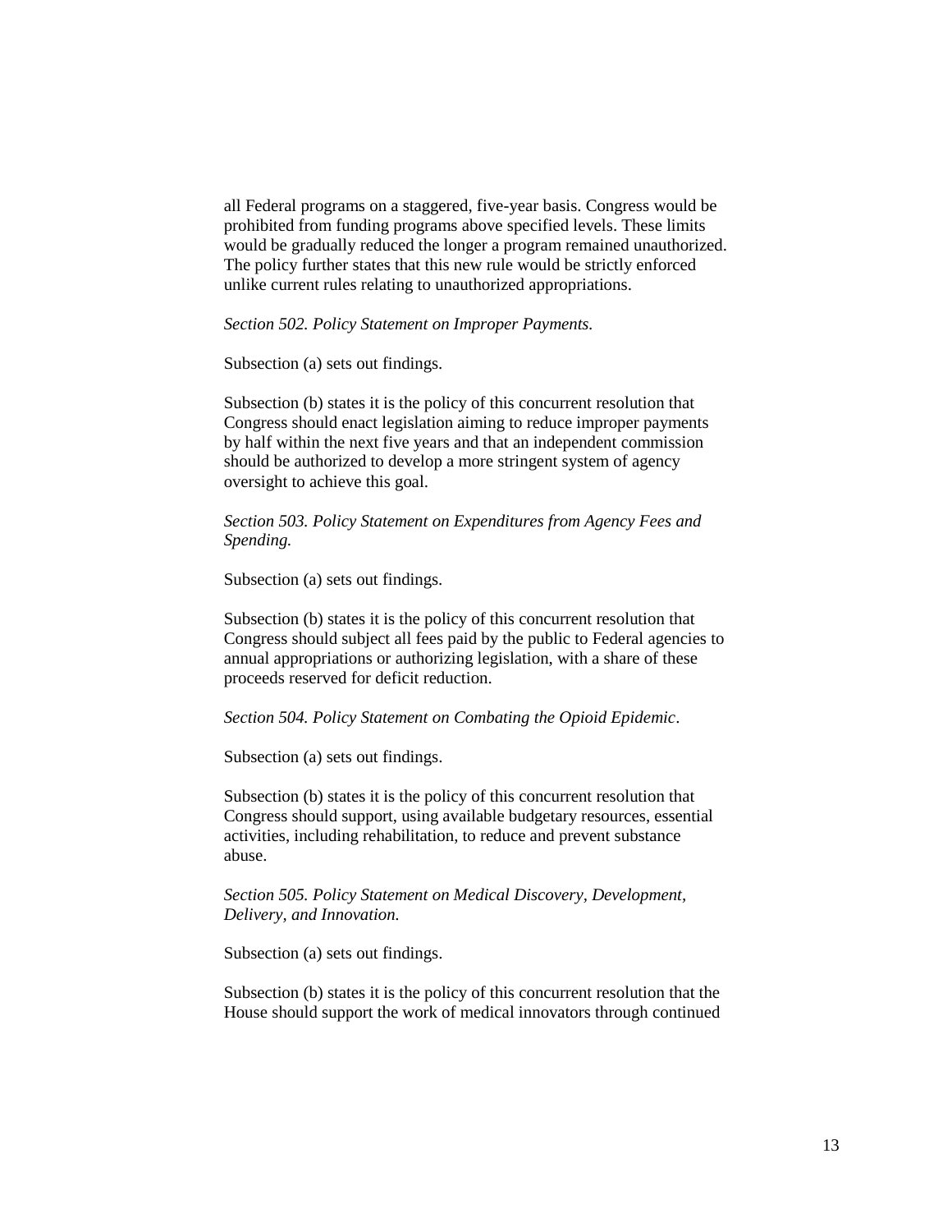all Federal programs on a staggered, five-year basis. Congress would be prohibited from funding programs above specified levels. These limits would be gradually reduced the longer a program remained unauthorized. The policy further states that this new rule would be strictly enforced unlike current rules relating to unauthorized appropriations.

*Section 502. Policy Statement on Improper Payments.*

Subsection (a) sets out findings.

Subsection (b) states it is the policy of this concurrent resolution that Congress should enact legislation aiming to reduce improper payments by half within the next five years and that an independent commission should be authorized to develop a more stringent system of agency oversight to achieve this goal.

*Section 503. Policy Statement on Expenditures from Agency Fees and Spending.*

Subsection (a) sets out findings.

Subsection (b) states it is the policy of this concurrent resolution that Congress should subject all fees paid by the public to Federal agencies to annual appropriations or authorizing legislation, with a share of these proceeds reserved for deficit reduction.

*Section 504. Policy Statement on Combating the Opioid Epidemic*.

Subsection (a) sets out findings.

Subsection (b) states it is the policy of this concurrent resolution that Congress should support, using available budgetary resources, essential activities, including rehabilitation, to reduce and prevent substance abuse.

*Section 505. Policy Statement on Medical Discovery, Development, Delivery, and Innovation.*

Subsection (a) sets out findings.

Subsection (b) states it is the policy of this concurrent resolution that the House should support the work of medical innovators through continued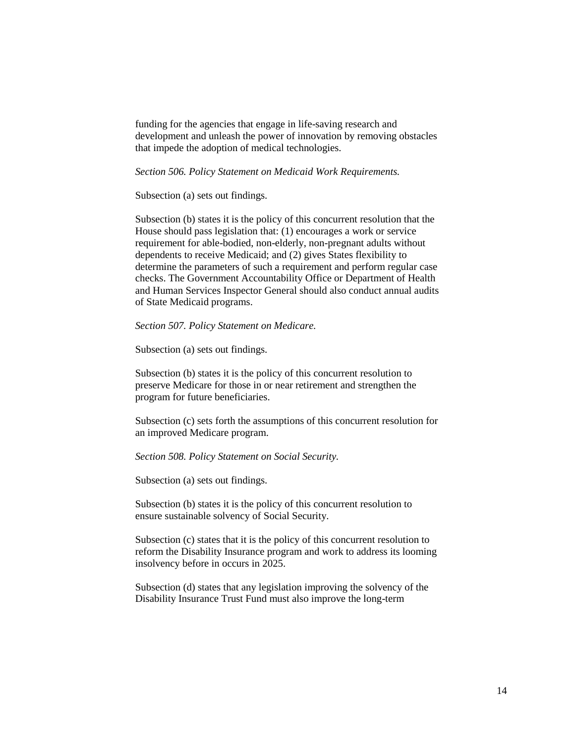funding for the agencies that engage in life-saving research and development and unleash the power of innovation by removing obstacles that impede the adoption of medical technologies.

*Section 506. Policy Statement on Medicaid Work Requirements.*

Subsection (a) sets out findings.

Subsection (b) states it is the policy of this concurrent resolution that the House should pass legislation that: (1) encourages a work or service requirement for able-bodied, non-elderly, non-pregnant adults without dependents to receive Medicaid; and (2) gives States flexibility to determine the parameters of such a requirement and perform regular case checks. The Government Accountability Office or Department of Health and Human Services Inspector General should also conduct annual audits of State Medicaid programs.

*Section 507. Policy Statement on Medicare.*

Subsection (a) sets out findings.

Subsection (b) states it is the policy of this concurrent resolution to preserve Medicare for those in or near retirement and strengthen the program for future beneficiaries.

Subsection (c) sets forth the assumptions of this concurrent resolution for an improved Medicare program.

*Section 508. Policy Statement on Social Security.*

Subsection (a) sets out findings.

Subsection (b) states it is the policy of this concurrent resolution to ensure sustainable solvency of Social Security.

Subsection (c) states that it is the policy of this concurrent resolution to reform the Disability Insurance program and work to address its looming insolvency before in occurs in 2025.

Subsection (d) states that any legislation improving the solvency of the Disability Insurance Trust Fund must also improve the long-term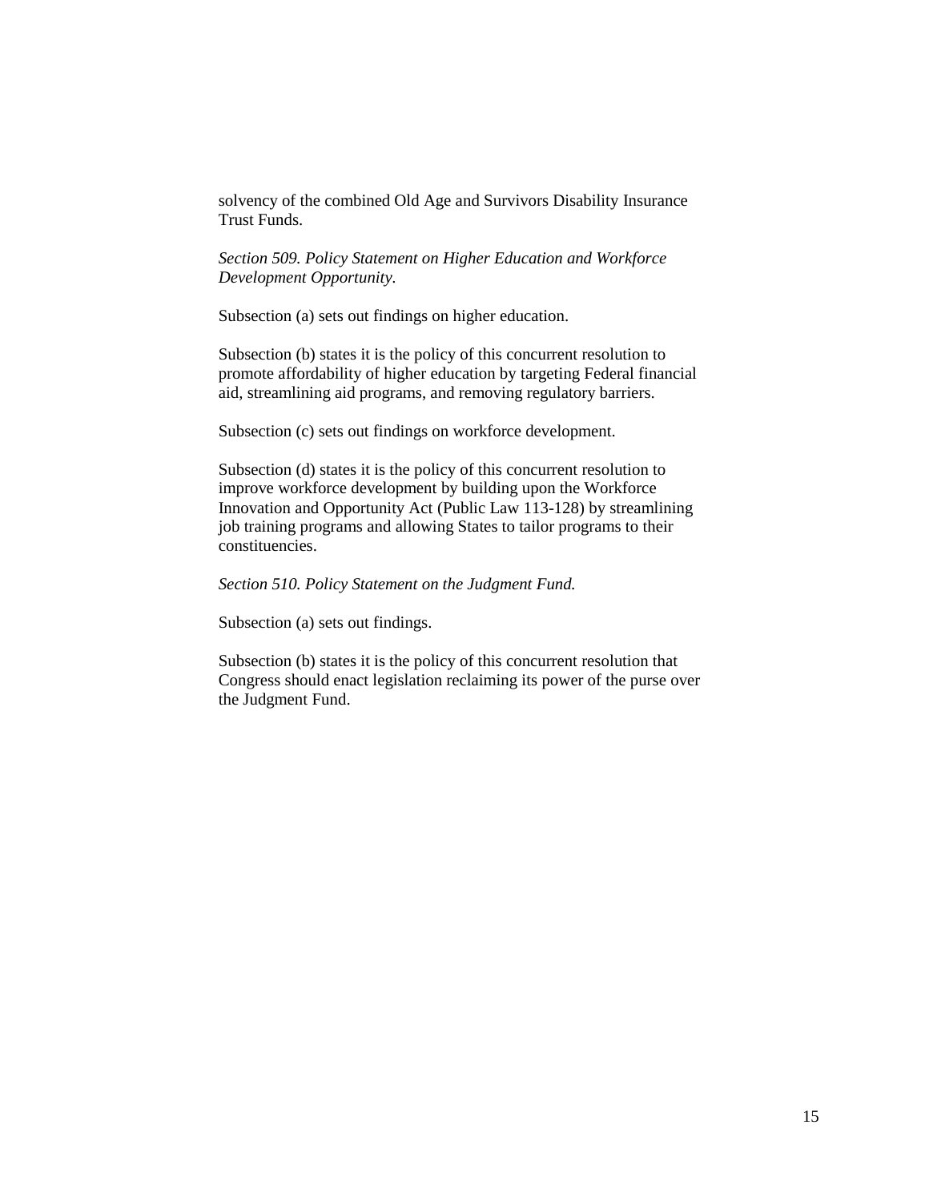solvency of the combined Old Age and Survivors Disability Insurance Trust Funds.

*Section 509. Policy Statement on Higher Education and Workforce Development Opportunity.*

Subsection (a) sets out findings on higher education.

Subsection (b) states it is the policy of this concurrent resolution to promote affordability of higher education by targeting Federal financial aid, streamlining aid programs, and removing regulatory barriers.

Subsection (c) sets out findings on workforce development.

Subsection (d) states it is the policy of this concurrent resolution to improve workforce development by building upon the Workforce Innovation and Opportunity Act (Public Law 113-128) by streamlining job training programs and allowing States to tailor programs to their constituencies.

*Section 510. Policy Statement on the Judgment Fund.*

Subsection (a) sets out findings.

Subsection (b) states it is the policy of this concurrent resolution that Congress should enact legislation reclaiming its power of the purse over the Judgment Fund.